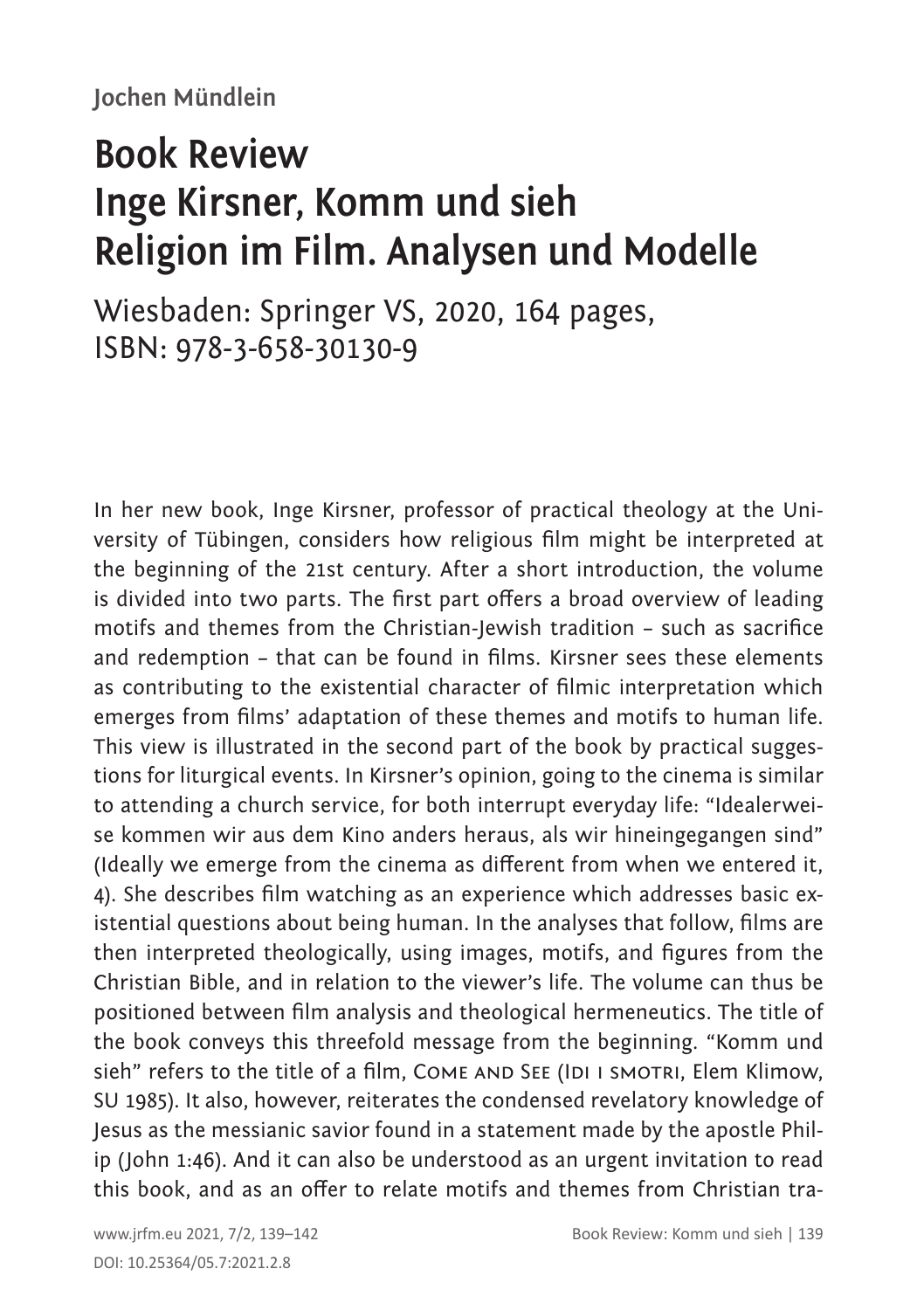Jochen Mündlein

# Book Review Inge Kirsner, Komm und sieh Religion im Film. Analysen und Modelle

Wiesbaden: Springer VS, 2020, 164 pages, ISBN: 978-3-658-30130-9

In her new book, Inge Kirsner, professor of practical theology at the University of Tübingen, considers how religious film might be interpreted at the beginning of the 21st century. After a short introduction, the volume is divided into two parts. The first part offers a broad overview of leading motifs and themes from the Christian-Jewish tradition – such as sacrifice and redemption – that can be found in films. Kirsner sees these elements as contributing to the existential character of filmic interpretation which emerges from films' adaptation of these themes and motifs to human life. This view is illustrated in the second part of the book by practical suggestions for liturgical events. In Kirsner's opinion, going to the cinema is similar to attending a church service, for both interrupt everyday life: "Idealerweise kommen wir aus dem Kino anders heraus, als wir hineingegangen sind" (Ideally we emerge from the cinema as different from when we entered it, 4). She describes film watching as an experience which addresses basic existential questions about being human. In the analyses that follow, films are then interpreted theologically, using images, motifs, and figures from the Christian Bible, and in relation to the viewer's life. The volume can thus be positioned between film analysis and theological hermeneutics. The title of the book conveys this threefold message from the beginning. "Komm und sieh" refers to the title of a film, COME AND SEE (IDI I SMOTRI, Elem Klimow, SU 1985). It also, however, reiterates the condensed revelatory knowledge of Jesus as the messianic savior found in a statement made by the apostle Philip (John 1:46). And it can also be understood as an urgent invitation to read this book, and as an offer to relate motifs and themes from Christian tra-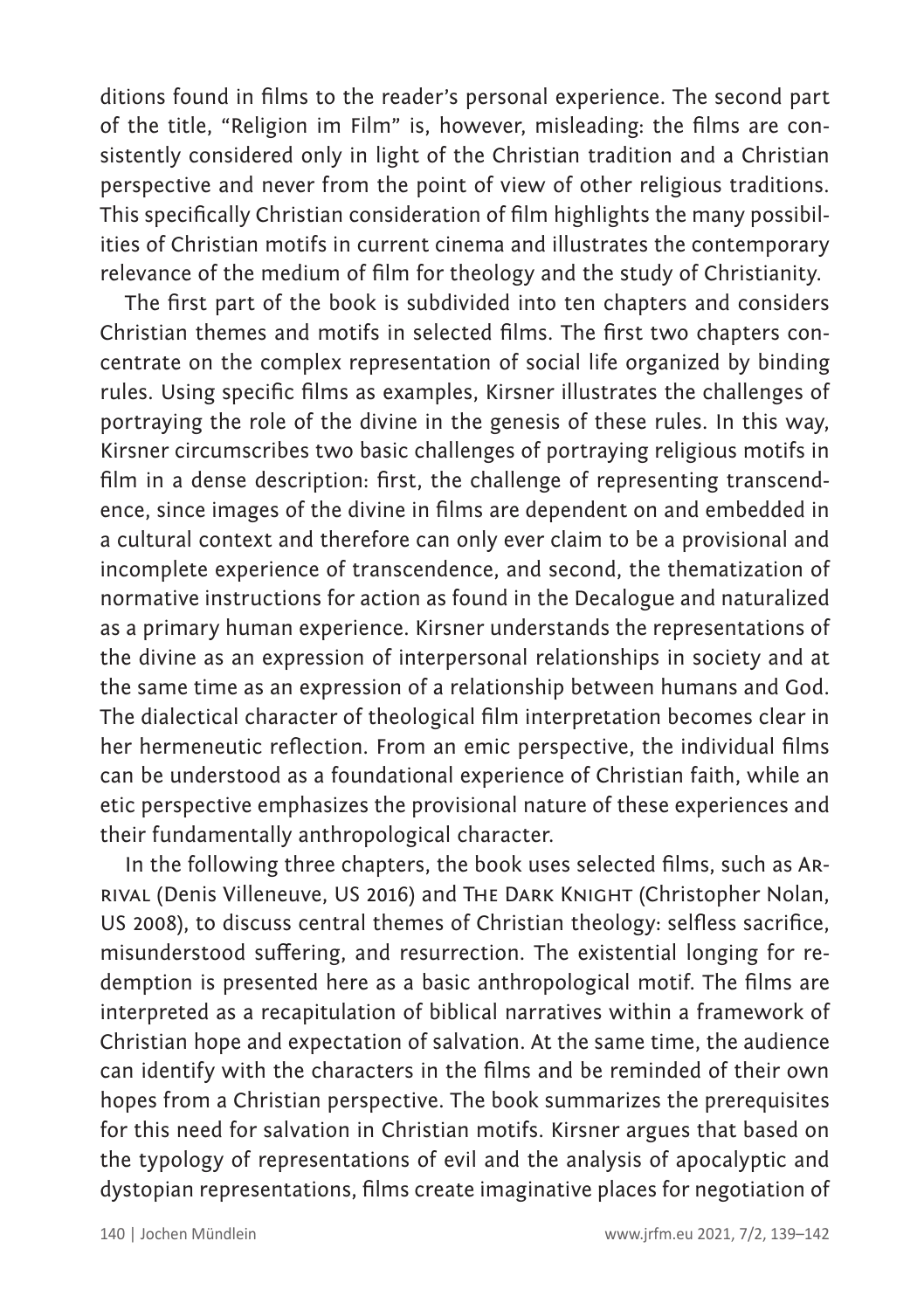ditions found in films to the reader's personal experience. The second part of the title, "Religion im Film" is, however, misleading: the films are consistently considered only in light of the Christian tradition and a Christian perspective and never from the point of view of other religious traditions. This specifically Christian consideration of film highlights the many possibilities of Christian motifs in current cinema and illustrates the contemporary relevance of the medium of film for theology and the study of Christianity.

The first part of the book is subdivided into ten chapters and considers Christian themes and motifs in selected films. The first two chapters concentrate on the complex representation of social life organized by binding rules. Using specific films as examples, Kirsner illustrates the challenges of portraying the role of the divine in the genesis of these rules. In this way, Kirsner circumscribes two basic challenges of portraying religious motifs in film in a dense description: first, the challenge of representing transcendence, since images of the divine in films are dependent on and embedded in a cultural context and therefore can only ever claim to be a provisional and incomplete experience of transcendence, and second, the thematization of normative instructions for action as found in the Decalogue and naturalized as a primary human experience. Kirsner understands the representations of the divine as an expression of interpersonal relationships in society and at the same time as an expression of a relationship between humans and God. The dialectical character of theological film interpretation becomes clear in her hermeneutic reflection. From an emic perspective, the individual films can be understood as a foundational experience of Christian faith, while an etic perspective emphasizes the provisional nature of these experiences and their fundamentally anthropological character.

In the following three chapters, the book uses selected films, such as ARRIVAL (Denis Villeneuve, US 2016) and THE DARK KNIGHT (Christopher Nolan, US 2008), to discuss central themes of Christian theology: selfless sacrifice, misunderstood suffering, and resurrection. The existential longing for redemption is presented here as a basic anthropological motif. The films are interpreted as a recapitulation of biblical narratives within a framework of Christian hope and expectation of salvation. At the same time, the audience can identify with the characters in the films and be reminded of their own hopes from a Christian perspective. The book summarizes the prerequisites for this need for salvation in Christian motifs. Kirsner argues that based on the typology of representations of evil and the analysis of apocalyptic and dystopian representations, films create imaginative places for negotiation of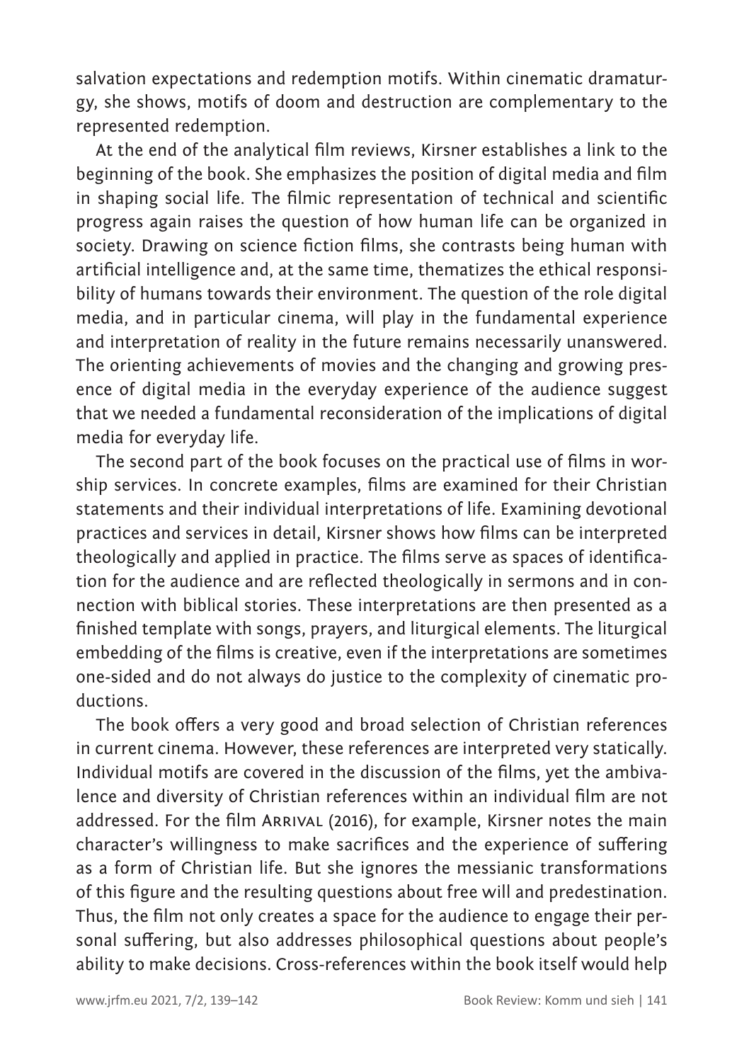salvation expectations and redemption motifs. Within cinematic dramaturgy, she shows, motifs of doom and destruction are complementary to the represented redemption.

At the end of the analytical film reviews, Kirsner establishes a link to the beginning of the book. She emphasizes the position of digital media and film in shaping social life. The filmic representation of technical and scientific progress again raises the question of how human life can be organized in society. Drawing on science fiction films, she contrasts being human with artificial intelligence and, at the same time, thematizes the ethical responsibility of humans towards their environment. The question of the role digital media, and in particular cinema, will play in the fundamental experience and interpretation of reality in the future remains necessarily unanswered. The orienting achievements of movies and the changing and growing presence of digital media in the everyday experience of the audience suggest that we needed a fundamental reconsideration of the implications of digital media for everyday life.

The second part of the book focuses on the practical use of films in worship services. In concrete examples, films are examined for their Christian statements and their individual interpretations of life. Examining devotional practices and services in detail, Kirsner shows how films can be interpreted theologically and applied in practice. The films serve as spaces of identification for the audience and are reflected theologically in sermons and in connection with biblical stories. These interpretations are then presented as a finished template with songs, prayers, and liturgical elements. The liturgical embedding of the films is creative, even if the interpretations are sometimes one-sided and do not always do justice to the complexity of cinematic productions.

The book offers a very good and broad selection of Christian references in current cinema. However, these references are interpreted very statically. Individual motifs are covered in the discussion of the films, yet the ambivalence and diversity of Christian references within an individual film are not addressed. For the film Arrival (2016), for example, Kirsner notes the main character's willingness to make sacrifices and the experience of suffering as a form of Christian life. But she ignores the messianic transformations of this figure and the resulting questions about free will and predestination. Thus, the film not only creates a space for the audience to engage their personal suffering, but also addresses philosophical questions about people's ability to make decisions. Cross-references within the book itself would help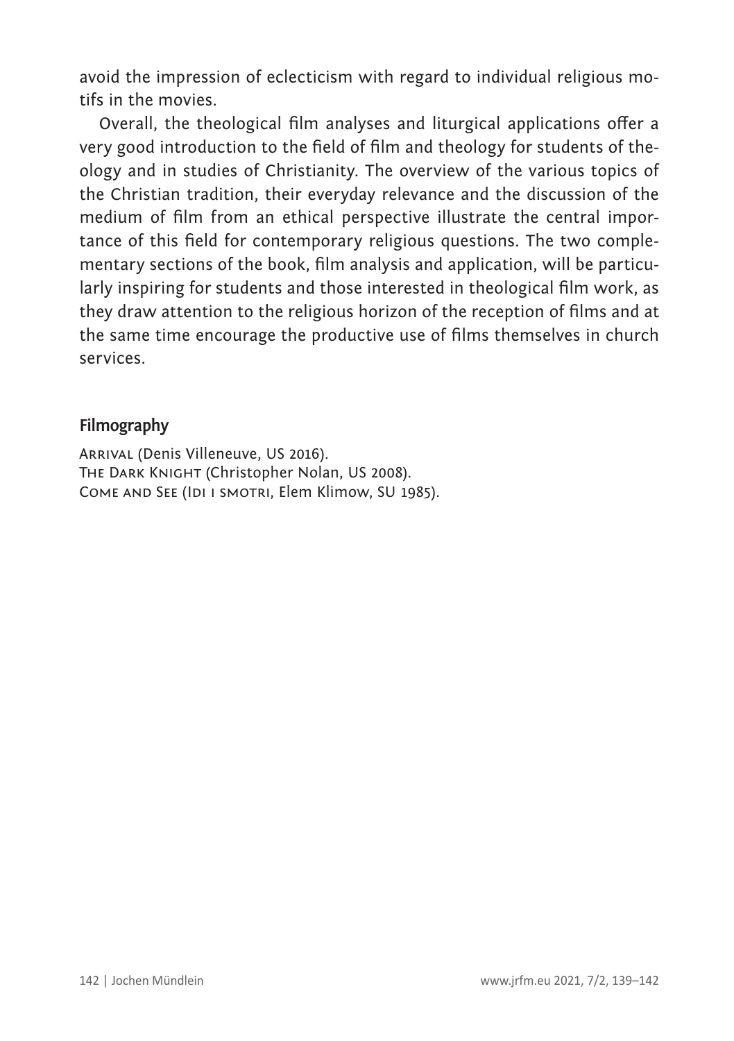avoid the impression of eclecticism with regard to individual religious motifs in the movies.

Overall, the theological film analyses and liturgical applications offer a very good introduction to the field of film and theology for students of theology and in studies of Christianity. The overview of the various topics of the Christian tradition, their everyday relevance and the discussion of the medium of film from an ethical perspective illustrate the central importance of this field for contemporary religious questions. The two complementary sections of the book, film analysis and application, will be particularly inspiring for students and those interested in theological film work, as they draw attention to the religious horizon of the reception of films and at the same time encourage the productive use of films themselves in church services.

## Filmography

Arrival (Denis Villeneuve, US 2016).
The Dark Knight (Christopher Nolan, US 2008).
Come and See (Idi i smotri, Elem Klimow, SU 1985).